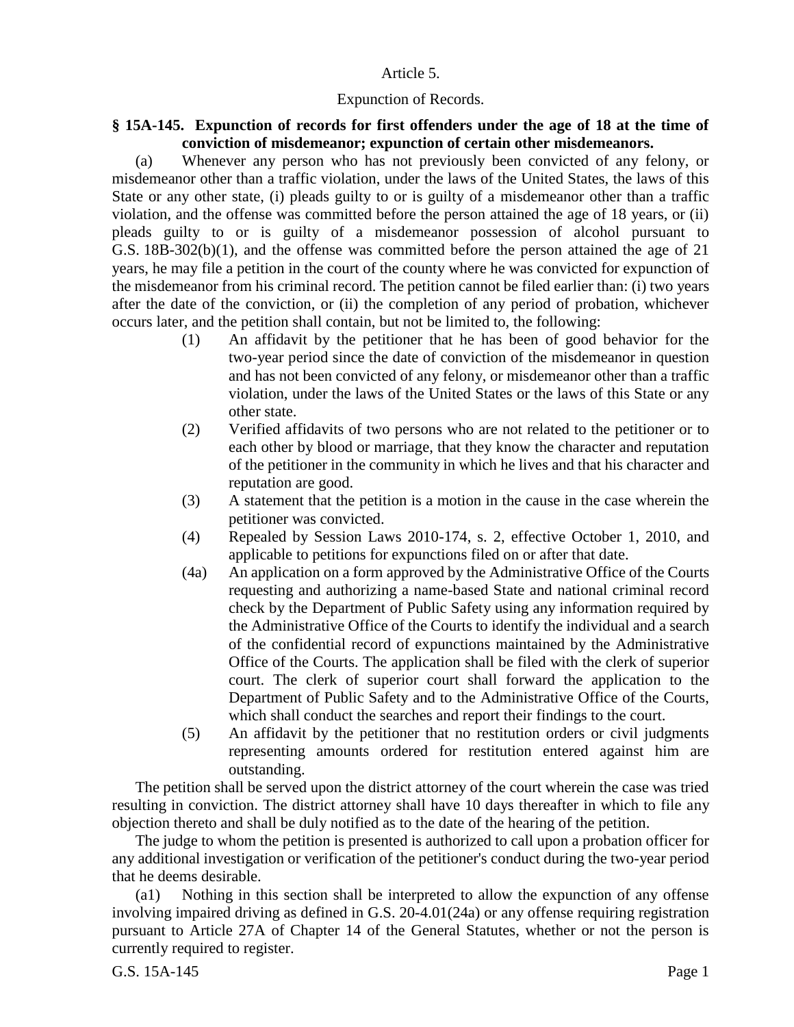Article 5.

Expunction of Records.

**§ 15A-145. Expunction of records for first offenders under the age of 18 at the time of conviction of misdemeanor; expunction of certain other misdemeanors.**

(a) Whenever any person who has not previously been convicted of any felony, or misdemeanor other than a traffic violation, under the laws of the United States, the laws of this State or any other state, (i) pleads guilty to or is guilty of a misdemeanor other than a traffic violation, and the offense was committed before the person attained the age of 18 years, or (ii) pleads guilty to or is guilty of a misdemeanor possession of alcohol pursuant to G.S. 18B-302(b)(1), and the offense was committed before the person attained the age of 21 years, he may file a petition in the court of the county where he was convicted for expunction of the misdemeanor from his criminal record. The petition cannot be filed earlier than: (i) two years after the date of the conviction, or (ii) the completion of any period of probation, whichever occurs later, and the petition shall contain, but not be limited to, the following:

(1) An affidavit by the petitioner that he has been of good behavior for the two-year period since the date of conviction of the misdemeanor in question and has not been convicted of any felony, or misdemeanor other than a traffic violation, under the laws of the United States or the laws of this State or any other state.

(2) Verified affidavits of two persons who are not related to the petitioner or to each other by blood or marriage, that they know the character and reputation of the petitioner in the community in which he lives and that his character and reputation are good.

(3) A statement that the petition is a motion in the cause in the case wherein the petitioner was convicted.

(4) Repealed by Session Laws 2010-174, s. 2, effective October 1, 2010, and applicable to petitions for expunctions filed on or after that date.

(4a) An application on a form approved by the Administrative Office of the Courts requesting and authorizing a name-based State and national criminal record check by the Department of Public Safety using any information required by the Administrative Office of the Courts to identify the individual and a search of the confidential record of expunctions maintained by the Administrative Office of the Courts. The application shall be filed with the clerk of superior court. The clerk of superior court shall forward the application to the Department of Public Safety and to the Administrative Office of the Courts, which shall conduct the searches and report their findings to the court.

(5) An affidavit by the petitioner that no restitution orders or civil judgments representing amounts ordered for restitution entered against him are outstanding.

The petition shall be served upon the district attorney of the court wherein the case was tried resulting in conviction. The district attorney shall have 10 days thereafter in which to file any objection thereto and shall be duly notified as to the date of the hearing of the petition.

The judge to whom the petition is presented is authorized to call upon a probation officer for any additional investigation or verification of the petitioner's conduct during the two-year period that he deems desirable.

(a1) Nothing in this section shall be interpreted to allow the expunction of any offense involving impaired driving as defined in G.S. 20-4.01(24a) or any offense requiring registration pursuant to Article 27A of Chapter 14 of the General Statutes, whether or not the person is currently required to register.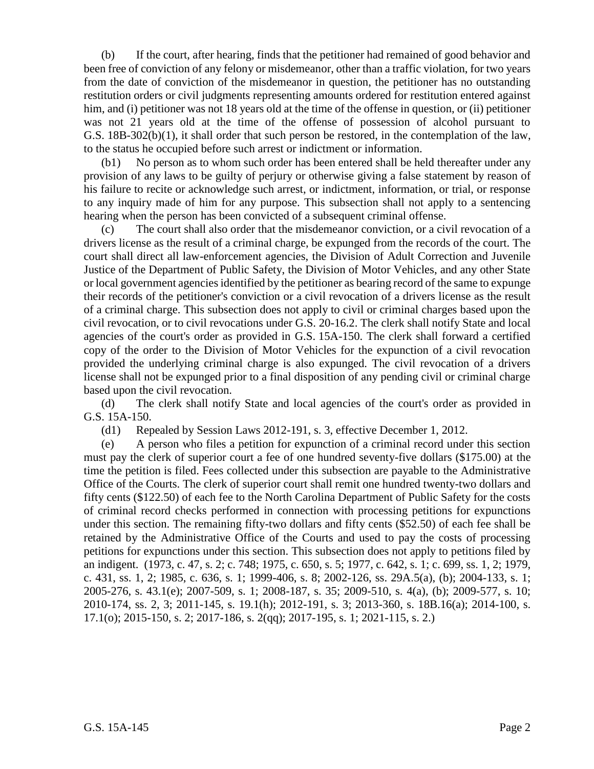(b) If the court, after hearing, finds that the petitioner had remained of good behavior and been free of conviction of any felony or misdemeanor, other than a traffic violation, for two years from the date of conviction of the misdemeanor in question, the petitioner has no outstanding restitution orders or civil judgments representing amounts ordered for restitution entered against him, and (i) petitioner was not 18 years old at the time of the offense in question, or (ii) petitioner was not 21 years old at the time of the offense of possession of alcohol pursuant to G.S. 18B-302(b)(1), it shall order that such person be restored, in the contemplation of the law, to the status he occupied before such arrest or indictment or information.

(b1) No person as to whom such order has been entered shall be held thereafter under any provision of any laws to be guilty of perjury or otherwise giving a false statement by reason of his failure to recite or acknowledge such arrest, or indictment, information, or trial, or response to any inquiry made of him for any purpose. This subsection shall not apply to a sentencing hearing when the person has been convicted of a subsequent criminal offense.

(c) The court shall also order that the misdemeanor conviction, or a civil revocation of a drivers license as the result of a criminal charge, be expunged from the records of the court. The court shall direct all law-enforcement agencies, the Division of Adult Correction and Juvenile Justice of the Department of Public Safety, the Division of Motor Vehicles, and any other State or local government agencies identified by the petitioner as bearing record of the same to expunge their records of the petitioner's conviction or a civil revocation of a drivers license as the result of a criminal charge. This subsection does not apply to civil or criminal charges based upon the civil revocation, or to civil revocations under G.S. 20-16.2. The clerk shall notify State and local agencies of the court's order as provided in G.S. 15A-150. The clerk shall forward a certified copy of the order to the Division of Motor Vehicles for the expunction of a civil revocation provided the underlying criminal charge is also expunged. The civil revocation of a drivers license shall not be expunged prior to a final disposition of any pending civil or criminal charge based upon the civil revocation.

(d) The clerk shall notify State and local agencies of the court's order as provided in G.S. 15A-150.

(d1) Repealed by Session Laws 2012-191, s. 3, effective December 1, 2012.

(e) A person who files a petition for expunction of a criminal record under this section must pay the clerk of superior court a fee of one hundred seventy-five dollars ($175.00) at the time the petition is filed. Fees collected under this subsection are payable to the Administrative Office of the Courts. The clerk of superior court shall remit one hundred twenty-two dollars and fifty cents ($122.50) of each fee to the North Carolina Department of Public Safety for the costs of criminal record checks performed in connection with processing petitions for expunctions under this section. The remaining fifty-two dollars and fifty cents ($52.50) of each fee shall be retained by the Administrative Office of the Courts and used to pay the costs of processing petitions for expunctions under this section. This subsection does not apply to petitions filed by an indigent. (1973, c. 47, s. 2; c. 748; 1975, c. 650, s. 5; 1977, c. 642, s. 1; c. 699, ss. 1, 2; 1979, c. 431, ss. 1, 2; 1985, c. 636, s. 1; 1999-406, s. 8; 2002-126, ss. 29A.5(a), (b); 2004-133, s. 1; 2005-276, s. 43.1(e); 2007-509, s. 1; 2008-187, s. 35; 2009-510, s. 4(a), (b); 2009-577, s. 10; 2010-174, ss. 2, 3; 2011-145, s. 19.1(h); 2012-191, s. 3; 2013-360, s. 18B.16(a); 2014-100, s. 17.1(o); 2015-150, s. 2; 2017-186, s. 2(qq); 2017-195, s. 1; 2021-115, s. 2.)